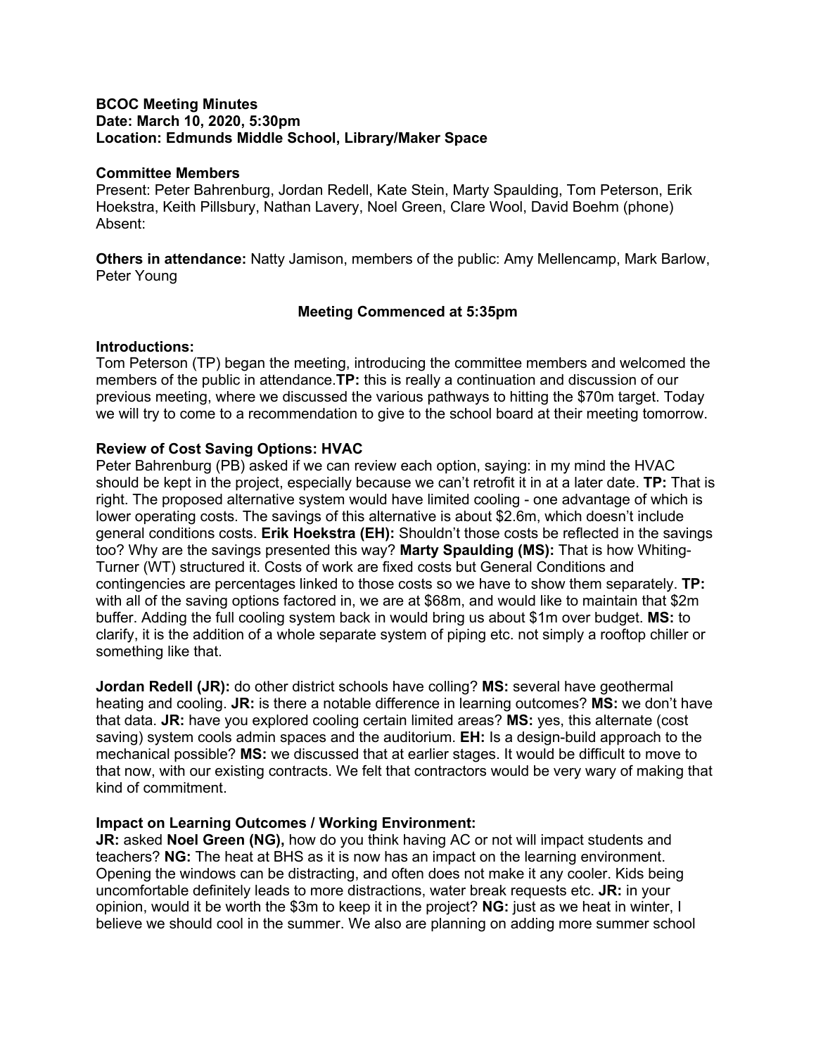**BCOC Meeting Minutes**
**Date: March 10, 2020, 5:30pm**
**Location: Edmunds Middle School, Library/Maker Space**

**Committee Members**
Present: Peter Bahrenburg, Jordan Redell, Kate Stein, Marty Spaulding, Tom Peterson, Erik Hoekstra, Keith Pillsbury, Nathan Lavery, Noel Green, Clare Wool, David Boehm (phone)
Absent:

**Others in attendance:** Natty Jamison, members of the public: Amy Mellencamp, Mark Barlow, Peter Young

**Meeting Commenced at 5:35pm**

**Introductions:**
Tom Peterson (TP) began the meeting, introducing the committee members and welcomed the members of the public in attendance.**TP:** this is really a continuation and discussion of our previous meeting, where we discussed the various pathways to hitting the $70m target. Today we will try to come to a recommendation to give to the school board at their meeting tomorrow.

**Review of Cost Saving Options: HVAC**
Peter Bahrenburg (PB) asked if we can review each option, saying: in my mind the HVAC should be kept in the project, especially because we can't retrofit it in at a later date. **TP:** That is right. The proposed alternative system would have limited cooling - one advantage of which is lower operating costs. The savings of this alternative is about $2.6m, which doesn't include general conditions costs. **Erik Hoekstra (EH):** Shouldn't those costs be reflected in the savings too? Why are the savings presented this way? **Marty Spaulding (MS):** That is how Whiting-Turner (WT) structured it. Costs of work are fixed costs but General Conditions and contingencies are percentages linked to those costs so we have to show them separately. **TP:** with all of the saving options factored in, we are at $68m, and would like to maintain that $2m buffer. Adding the full cooling system back in would bring us about $1m over budget. **MS:** to clarify, it is the addition of a whole separate system of piping etc. not simply a rooftop chiller or something like that.

**Jordan Redell (JR):** do other district schools have colling? **MS:** several have geothermal heating and cooling. **JR:** is there a notable difference in learning outcomes? **MS:** we don't have that data. **JR:** have you explored cooling certain limited areas? **MS:** yes, this alternate (cost saving) system cools admin spaces and the auditorium. **EH:** Is a design-build approach to the mechanical possible? **MS:** we discussed that at earlier stages. It would be difficult to move to that now, with our existing contracts. We felt that contractors would be very wary of making that kind of commitment.

**Impact on Learning Outcomes / Working Environment:**
**JR:** asked **Noel Green (NG),** how do you think having AC or not will impact students and teachers? **NG:** The heat at BHS as it is now has an impact on the learning environment. Opening the windows can be distracting, and often does not make it any cooler. Kids being uncomfortable definitely leads to more distractions, water break requests etc. **JR:** in your opinion, would it be worth the $3m to keep it in the project? **NG:** just as we heat in winter, I believe we should cool in the summer. We also are planning on adding more summer school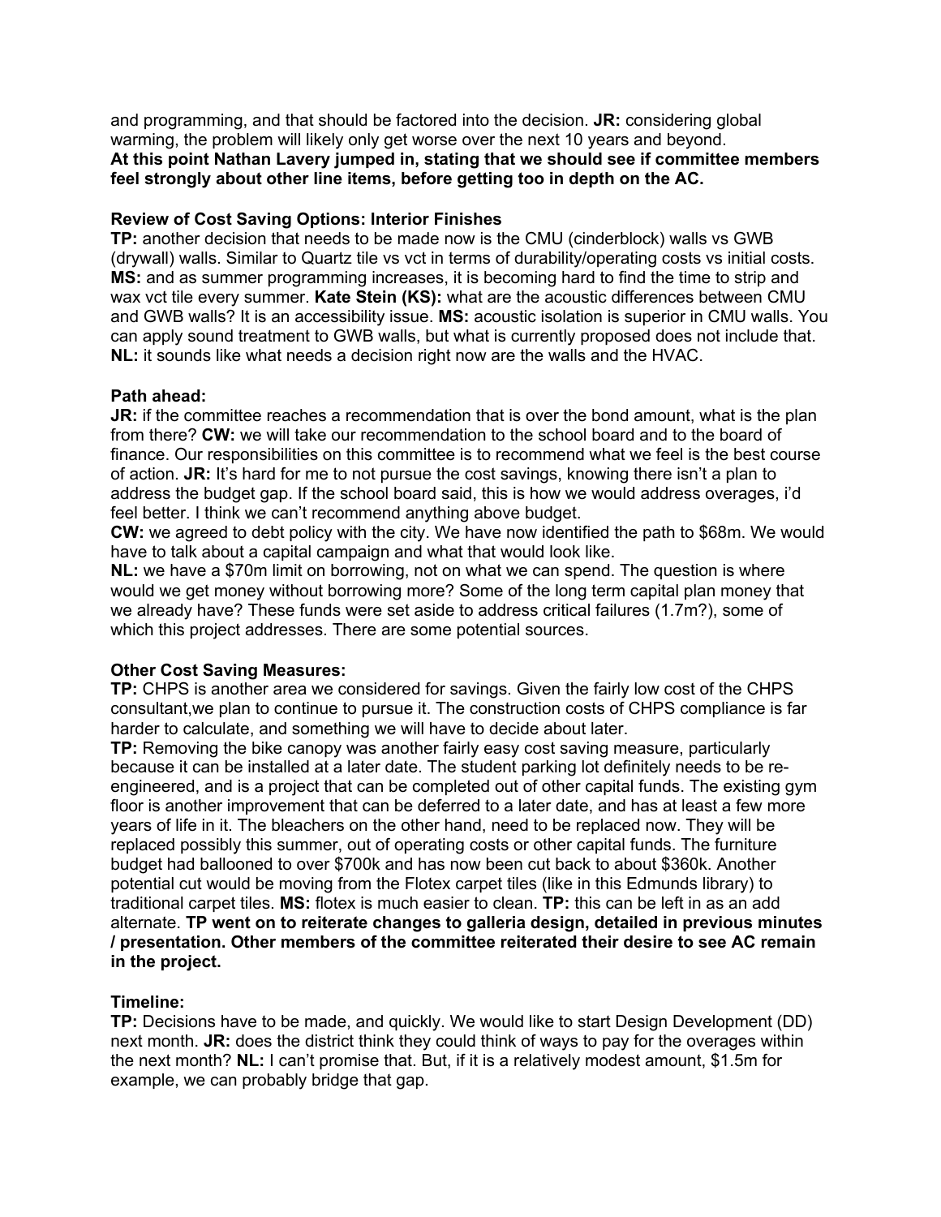and programming, and that should be factored into the decision. **JR:** considering global warming, the problem will likely only get worse over the next 10 years and beyond.
**At this point Nathan Lavery jumped in, stating that we should see if committee members feel strongly about other line items, before getting too in depth on the AC.**

**Review of Cost Saving Options: Interior Finishes**
**TP:** another decision that needs to be made now is the CMU (cinderblock) walls vs GWB (drywall) walls. Similar to Quartz tile vs vct in terms of durability/operating costs vs initial costs. **MS:** and as summer programming increases, it is becoming hard to find the time to strip and wax vct tile every summer. **Kate Stein (KS):** what are the acoustic differences between CMU and GWB walls? It is an accessibility issue. **MS:** acoustic isolation is superior in CMU walls. You can apply sound treatment to GWB walls, but what is currently proposed does not include that. **NL:** it sounds like what needs a decision right now are the walls and the HVAC.

**Path ahead:**
**JR:** if the committee reaches a recommendation that is over the bond amount, what is the plan from there? **CW:** we will take our recommendation to the school board and to the board of finance. Our responsibilities on this committee is to recommend what we feel is the best course of action. **JR:** It's hard for me to not pursue the cost savings, knowing there isn't a plan to address the budget gap. If the school board said, this is how we would address overages, i'd feel better. I think we can't recommend anything above budget.
**CW:** we agreed to debt policy with the city. We have now identified the path to $68m. We would have to talk about a capital campaign and what that would look like.
**NL:** we have a $70m limit on borrowing, not on what we can spend. The question is where would we get money without borrowing more? Some of the long term capital plan money that we already have? These funds were set aside to address critical failures (1.7m?), some of which this project addresses. There are some potential sources.

**Other Cost Saving Measures:**
**TP:** CHPS is another area we considered for savings. Given the fairly low cost of the CHPS consultant,we plan to continue to pursue it. The construction costs of CHPS compliance is far harder to calculate, and something we will have to decide about later.
**TP:** Removing the bike canopy was another fairly easy cost saving measure, particularly because it can be installed at a later date. The student parking lot definitely needs to be re-engineered, and is a project that can be completed out of other capital funds. The existing gym floor is another improvement that can be deferred to a later date, and has at least a few more years of life in it. The bleachers on the other hand, need to be replaced now. They will be replaced possibly this summer, out of operating costs or other capital funds. The furniture budget had ballooned to over $700k and has now been cut back to about $360k. Another potential cut would be moving from the Flotex carpet tiles (like in this Edmunds library) to traditional carpet tiles. **MS:** flotex is much easier to clean. **TP:** this can be left in as an add alternate. **TP went on to reiterate changes to galleria design, detailed in previous minutes / presentation. Other members of the committee reiterated their desire to see AC remain in the project.**

**Timeline:**
**TP:** Decisions have to be made, and quickly. We would like to start Design Development (DD) next month. **JR:** does the district think they could think of ways to pay for the overages within the next month? **NL:** I can't promise that. But, if it is a relatively modest amount, $1.5m for example, we can probably bridge that gap.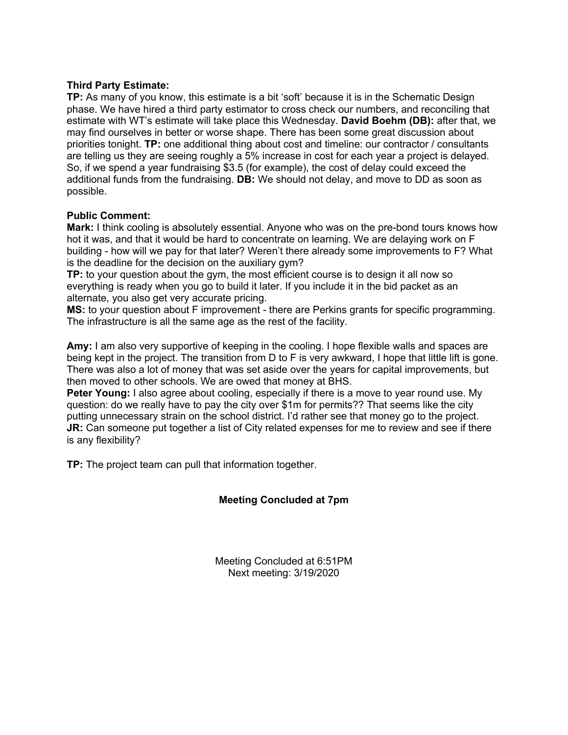**Third Party Estimate:**
**TP:** As many of you know, this estimate is a bit 'soft' because it is in the Schematic Design phase. We have hired a third party estimator to cross check our numbers, and reconciling that estimate with WT's estimate will take place this Wednesday. **David Boehm (DB):** after that, we may find ourselves in better or worse shape. There has been some great discussion about priorities tonight. **TP:** one additional thing about cost and timeline: our contractor / consultants are telling us they are seeing roughly a 5% increase in cost for each year a project is delayed. So, if we spend a year fundraising $3.5 (for example), the cost of delay could exceed the additional funds from the fundraising. **DB:** We should not delay, and move to DD as soon as possible.

**Public Comment:**
**Mark:** I think cooling is absolutely essential. Anyone who was on the pre-bond tours knows how hot it was, and that it would be hard to concentrate on learning. We are delaying work on F building - how will we pay for that later? Weren't there already some improvements to F? What is the deadline for the decision on the auxiliary gym?
**TP:** to your question about the gym, the most efficient course is to design it all now so everything is ready when you go to build it later. If you include it in the bid packet as an alternate, you also get very accurate pricing.
**MS:** to your question about F improvement - there are Perkins grants for specific programming. The infrastructure is all the same age as the rest of the facility.

**Amy:** I am also very supportive of keeping in the cooling. I hope flexible walls and spaces are being kept in the project. The transition from D to F is very awkward, I hope that little lift is gone. There was also a lot of money that was set aside over the years for capital improvements, but then moved to other schools. We are owed that money at BHS.
**Peter Young:** I also agree about cooling, especially if there is a move to year round use. My question: do we really have to pay the city over $1m for permits?? That seems like the city putting unnecessary strain on the school district. I'd rather see that money go to the project.
**JR:** Can someone put together a list of City related expenses for me to review and see if there is any flexibility?

**TP:** The project team can pull that information together.

**Meeting Concluded at 7pm**

Meeting Concluded at 6:51PM
Next meeting: 3/19/2020